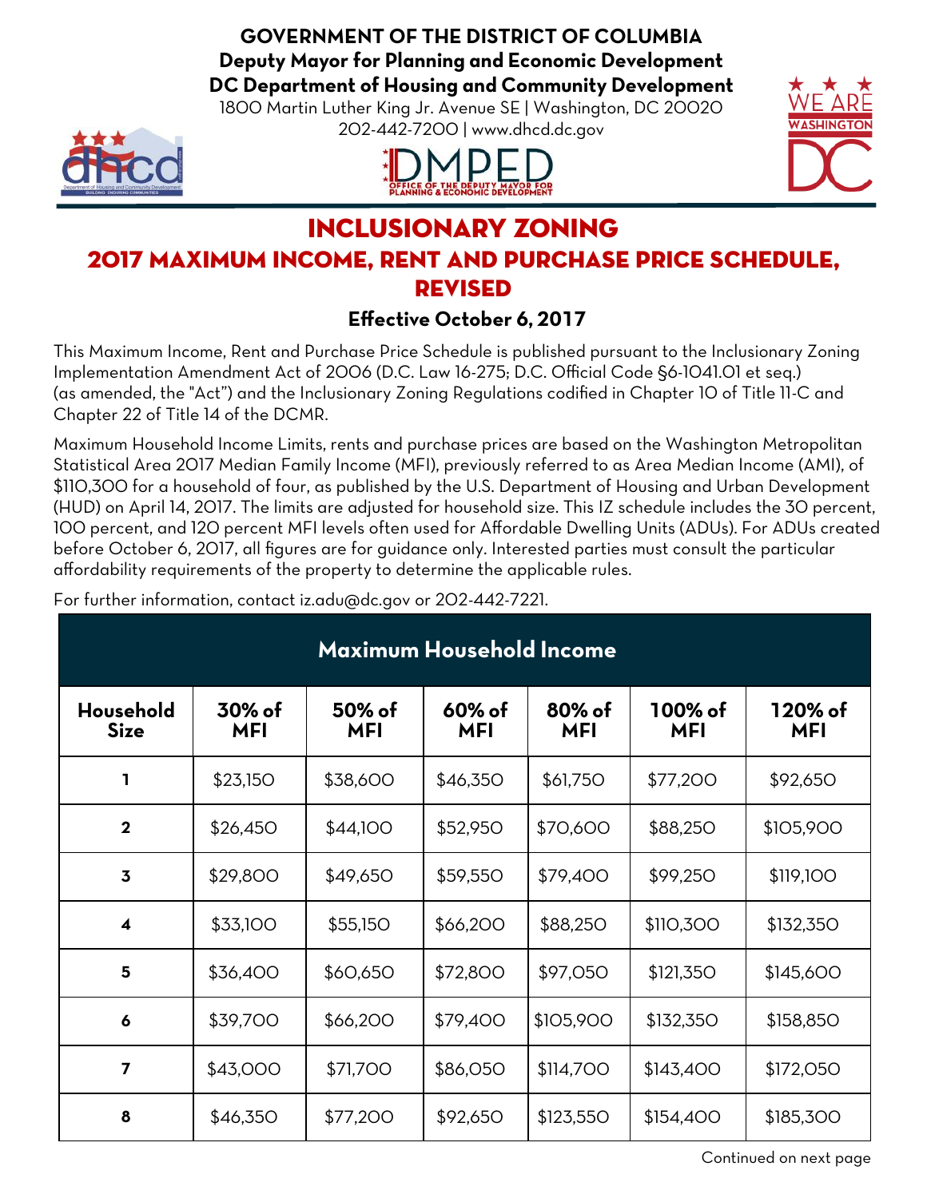GOVERNMENT OF THE DISTRICT OF COLUMBIA
Deputy Mayor for Planning and Economic Development
DC Department of Housing and Community Development
1800 Martin Luther King Jr. Avenue SE | Washington, DC 20020
202-442-7200 | www.dhcd.dc.gov

# INCLUSIONARY ZONING
## 2017 MAXIMUM INCOME, RENT AND PURCHASE PRICE SCHEDULE, REVISED

**Effective October 6, 2017**

This Maximum Income, Rent and Purchase Price Schedule is published pursuant to the Inclusionary Zoning Implementation Amendment Act of 2006 (D.C. Law 16-275; D.C. Official Code §6-1041.01 et seq.) (as amended, the "Act") and the Inclusionary Zoning Regulations codified in Chapter 10 of Title 11-C and Chapter 22 of Title 14 of the DCMR.

Maximum Household Income Limits, rents and purchase prices are based on the Washington Metropolitan Statistical Area 2017 Median Family Income (MFI), previously referred to as Area Median Income (AMI), of $110,300 for a household of four, as published by the U.S. Department of Housing and Urban Development (HUD) on April 14, 2017. The limits are adjusted for household size. This IZ schedule includes the 30 percent, 100 percent, and 120 percent MFI levels often used for Affordable Dwelling Units (ADUs). For ADUs created before October 6, 2017, all figures are for guidance only. Interested parties must consult the particular affordability requirements of the property to determine the applicable rules.

For further information, contact iz.adu@dc.gov or 202-442-7221.

**Maximum Household Income**

| Household Size | 30% of MFI | 50% of MFI | 60% of MFI | 80% of MFI | 100% of MFI | 120% of MFI |
|---|---|---|---|---|---|---|
| 1 | $23,150 | $38,600 | $46,350 | $61,750 | $77,200 | $92,650 |
| 2 | $26,450 | $44,100 | $52,950 | $70,600 | $88,250 | $105,900 |
| 3 | $29,800 | $49,650 | $59,550 | $79,400 | $99,250 | $119,100 |
| 4 | $33,100 | $55,150 | $66,200 | $88,250 | $110,300 | $132,350 |
| 5 | $36,400 | $60,650 | $72,800 | $97,050 | $121,350 | $145,600 |
| 6 | $39,700 | $66,200 | $79,400 | $105,900 | $132,350 | $158,850 |
| 7 | $43,000 | $71,700 | $86,050 | $114,700 | $143,400 | $172,050 |
| 8 | $46,350 | $77,200 | $92,650 | $123,550 | $154,400 | $185,300 |

Continued on next page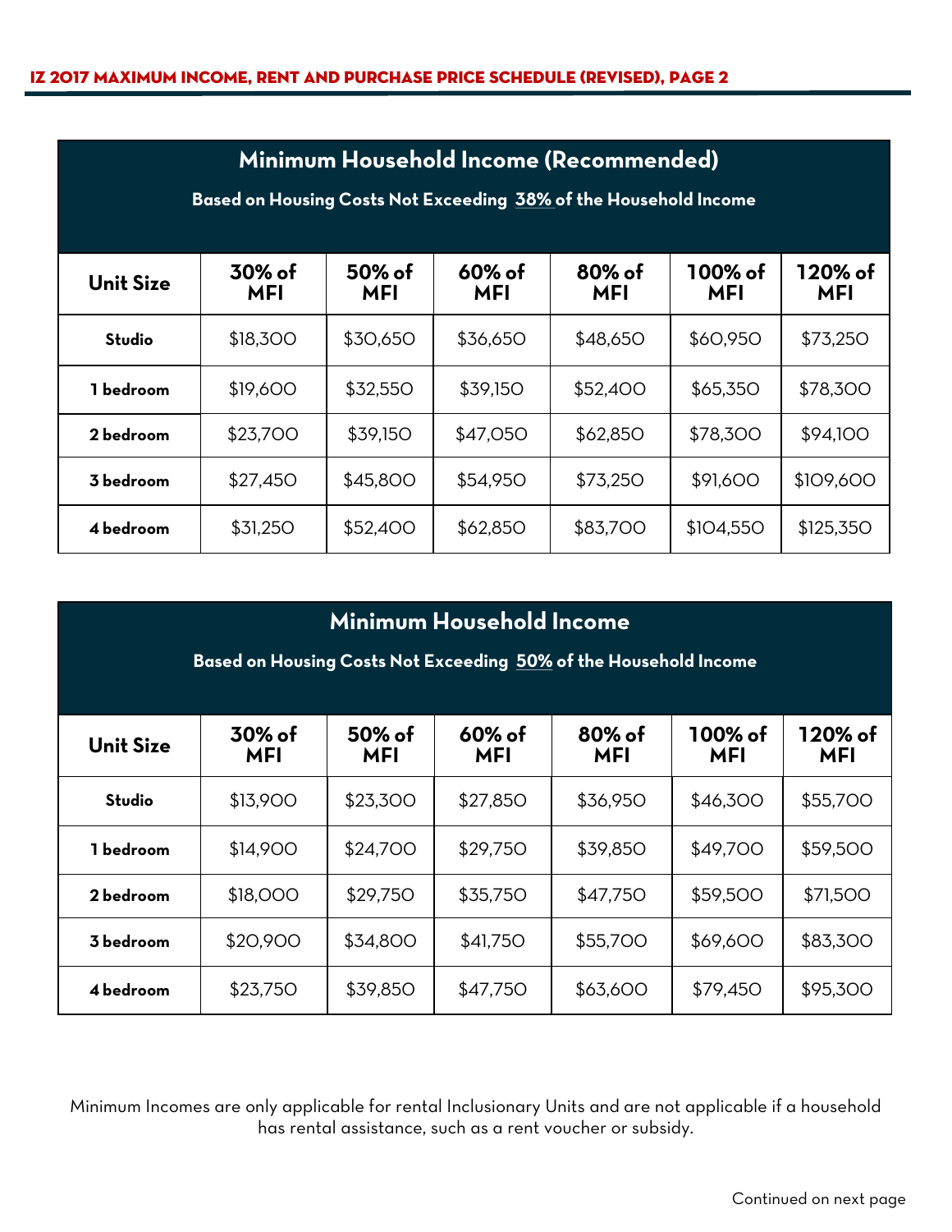## Minimum Household Income (Recommended)

**Based on Housing Costs Not Exceeding 38% of the Household Income**

| Unit Size | 30% of MFI | 50% of MFI | 60% of MFI | 80% of MFI | 100% of MFI | 120% of MFI |
|---|---|---|---|---|---|---|
| **Studio** | $18,300 | $30,650 | $36,650 | $48,650 | $60,950 | $73,250 |
| **1 bedroom** | $19,600 | $32,550 | $39,150 | $52,400 | $65,350 | $78,300 |
| **2 bedroom** | $23,700 | $39,150 | $47,050 | $62,850 | $78,300 | $94,100 |
| **3 bedroom** | $27,450 | $45,800 | $54,950 | $73,250 | $91,600 | $109,600 |
| **4 bedroom** | $31,250 | $52,400 | $62,850 | $83,700 | $104,550 | $125,350 |

## Minimum Household Income

**Based on Housing Costs Not Exceeding 50% of the Household Income**

| Unit Size | 30% of MFI | 50% of MFI | 60% of MFI | 80% of MFI | 100% of MFI | 120% of MFI |
|---|---|---|---|---|---|---|
| **Studio** | $13,900 | $23,300 | $27,850 | $36,950 | $46,300 | $55,700 |
| **1 bedroom** | $14,900 | $24,700 | $29,750 | $39,850 | $49,700 | $59,500 |
| **2 bedroom** | $18,000 | $29,750 | $35,750 | $47,750 | $59,500 | $71,500 |
| **3 bedroom** | $20,900 | $34,800 | $41,750 | $55,700 | $69,600 | $83,300 |
| **4 bedroom** | $23,750 | $39,850 | $47,750 | $63,600 | $79,450 | $95,300 |

Minimum Incomes are only applicable for rental Inclusionary Units and are not applicable if a household has rental assistance, such as a rent voucher or subsidy.

Continued on next page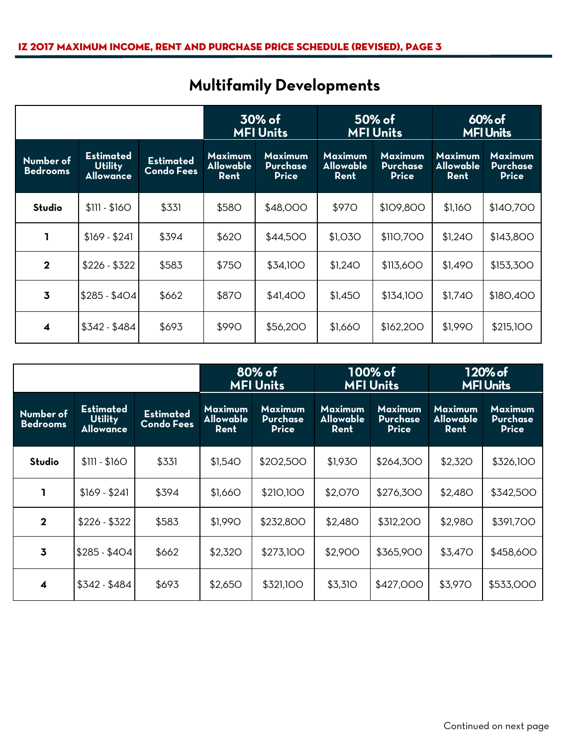## Multifamily Developments

| Number of Bedrooms | Estimated Utility Allowance | Estimated Condo Fees | 30% of MFI Units | | 50% of MFI Units | | 60% of MFI Units | |
|---|---|---|---|---|---|---|---|---|
| | | | Maximum Allowable Rent | Maximum Purchase Price | Maximum Allowable Rent | Maximum Purchase Price | Maximum Allowable Rent | Maximum Purchase Price |
| **Studio** | $111 - $160 | $331 | $580 | $48,000 | $970 | $109,800 | $1,160 | $140,700 |
| **1** | $169 - $241 | $394 | $620 | $44,500 | $1,030 | $110,700 | $1,240 | $143,800 |
| **2** | $226 - $322 | $583 | $750 | $34,100 | $1,240 | $113,600 | $1,490 | $153,300 |
| **3** | $285 - $404 | $662 | $870 | $41,400 | $1,450 | $134,100 | $1,740 | $180,400 |
| **4** | $342 - $484 | $693 | $990 | $56,200 | $1,660 | $162,200 | $1,990 | $215,100 |

| Number of Bedrooms | Estimated Utility Allowance | Estimated Condo Fees | 80% of MFI Units | | 100% of MFI Units | | 120% of MFI Units | |
|---|---|---|---|---|---|---|---|---|
| | | | Maximum Allowable Rent | Maximum Purchase Price | Maximum Allowable Rent | Maximum Purchase Price | Maximum Allowable Rent | Maximum Purchase Price |
| **Studio** | $111 - $160 | $331 | $1,540 | $202,500 | $1,930 | $264,300 | $2,320 | $326,100 |
| **1** | $169 - $241 | $394 | $1,660 | $210,100 | $2,070 | $276,300 | $2,480 | $342,500 |
| **2** | $226 - $322 | $583 | $1,990 | $232,800 | $2,480 | $312,200 | $2,980 | $391,700 |
| **3** | $285 - $404 | $662 | $2,320 | $273,100 | $2,900 | $365,900 | $3,470 | $458,600 |
| **4** | $342 - $484 | $693 | $2,650 | $321,100 | $3,310 | $427,000 | $3,970 | $533,000 |

Continued on next page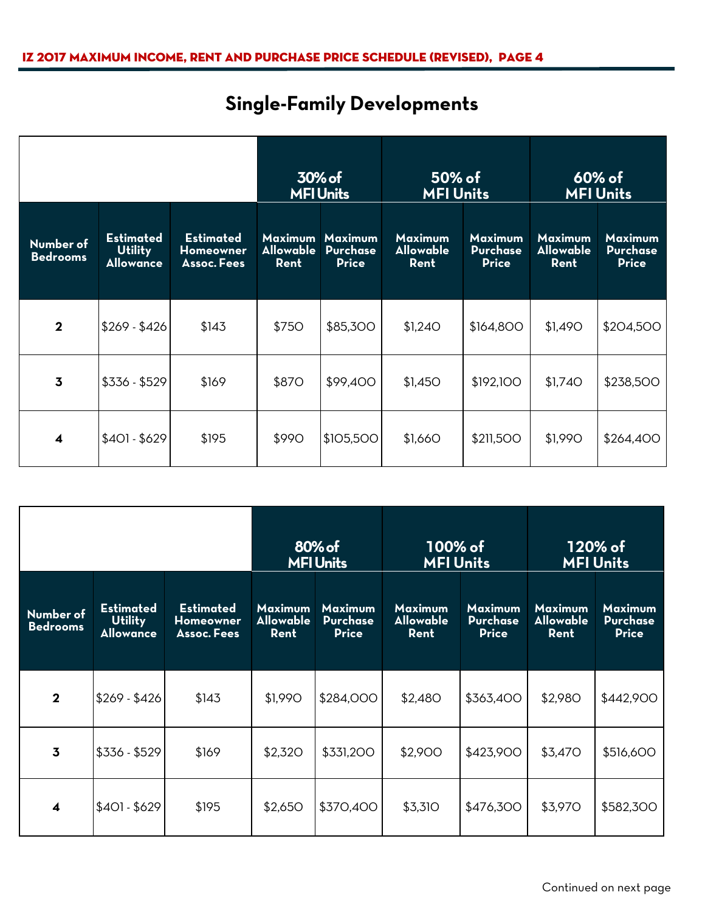## Single-Family Developments

| | | | 30% of MFI Units | | 50% of MFI Units | | 60% of MFI Units | |
|---|---|---|---|---|---|---|---|---|
| **Number of Bedrooms** | **Estimated Utility Allowance** | **Estimated Homeowner Assoc. Fees** | **Maximum Allowable Rent** | **Maximum Purchase Price** | **Maximum Allowable Rent** | **Maximum Purchase Price** | **Maximum Allowable Rent** | **Maximum Purchase Price** |
| **2** | $269 - $426 | $143 | $750 | $85,300 | $1,240 | $164,800 | $1,490 | $204,500 |
| **3** | $336 - $529 | $169 | $870 | $99,400 | $1,450 | $192,100 | $1,740 | $238,500 |
| **4** | $401 - $629 | $195 | $990 | $105,500 | $1,660 | $211,500 | $1,990 | $264,400 |

| | | | 80% of MFI Units | | 100% of MFI Units | | 120% of MFI Units | |
|---|---|---|---|---|---|---|---|---|
| **Number of Bedrooms** | **Estimated Utility Allowance** | **Estimated Homeowner Assoc. Fees** | **Maximum Allowable Rent** | **Maximum Purchase Price** | **Maximum Allowable Rent** | **Maximum Purchase Price** | **Maximum Allowable Rent** | **Maximum Purchase Price** |
| **2** | $269 - $426 | $143 | $1,990 | $284,000 | $2,480 | $363,400 | $2,980 | $442,900 |
| **3** | $336 - $529 | $169 | $2,320 | $331,200 | $2,900 | $423,900 | $3,470 | $516,600 |
| **4** | $401 - $629 | $195 | $2,650 | $370,400 | $3,310 | $476,300 | $3,970 | $582,300 |

Continued on next page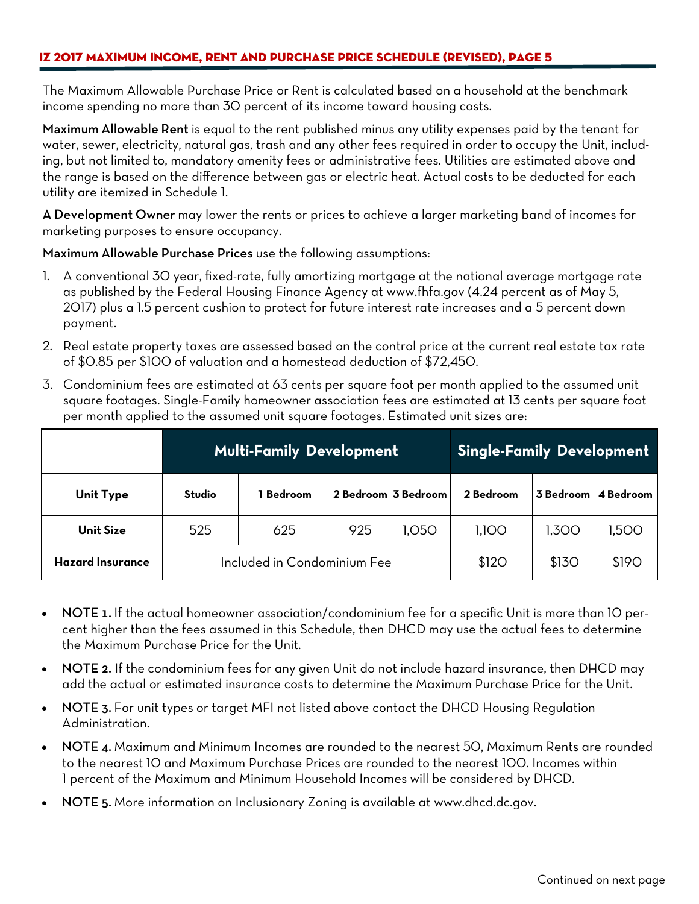The Maximum Allowable Purchase Price or Rent is calculated based on a household at the benchmark income spending no more than 30 percent of its income toward housing costs.

**Maximum Allowable Rent** is equal to the rent published minus any utility expenses paid by the tenant for water, sewer, electricity, natural gas, trash and any other fees required in order to occupy the Unit, including, but not limited to, mandatory amenity fees or administrative fees. Utilities are estimated above and the range is based on the difference between gas or electric heat. Actual costs to be deducted for each utility are itemized in Schedule 1.

**A Development Owner** may lower the rents or prices to achieve a larger marketing band of incomes for marketing purposes to ensure occupancy.

**Maximum Allowable Purchase Prices** use the following assumptions:

1. A conventional 30 year, fixed-rate, fully amortizing mortgage at the national average mortgage rate as published by the Federal Housing Finance Agency at www.fhfa.gov (4.24 percent as of May 5, 2017) plus a 1.5 percent cushion to protect for future interest rate increases and a 5 percent down payment.
2. Real estate property taxes are assessed based on the control price at the current real estate tax rate of $0.85 per $100 of valuation and a homestead deduction of $72,450.
3. Condominium fees are estimated at 63 cents per square foot per month applied to the assumed unit square footages. Single-Family homeowner association fees are estimated at 13 cents per square foot per month applied to the assumed unit square footages. Estimated unit sizes are:

| | Multi-Family Development | | | | Single-Family Development | | |
|---|---|---|---|---|---|---|---|
| **Unit Type** | **Studio** | **1 Bedroom** | **2 Bedroom** | **3 Bedroom** | **2 Bedroom** | **3 Bedroom** | **4 Bedroom** |
| **Unit Size** | 525 | 625 | 925 | 1,050 | 1,100 | 1,300 | 1,500 |
| **Hazard Insurance** | Included in Condominium Fee | | | | $120 | $130 | $190 |

- **NOTE 1.** If the actual homeowner association/condominium fee for a specific Unit is more than 10 percent higher than the fees assumed in this Schedule, then DHCD may use the actual fees to determine the Maximum Purchase Price for the Unit.
- **NOTE 2.** If the condominium fees for any given Unit do not include hazard insurance, then DHCD may add the actual or estimated insurance costs to determine the Maximum Purchase Price for the Unit.
- **NOTE 3.** For unit types or target MFI not listed above contact the DHCD Housing Regulation Administration.
- **NOTE 4.** Maximum and Minimum Incomes are rounded to the nearest 50, Maximum Rents are rounded to the nearest 10 and Maximum Purchase Prices are rounded to the nearest 100. Incomes within 1 percent of the Maximum and Minimum Household Incomes will be considered by DHCD.
- **NOTE 5.** More information on Inclusionary Zoning is available at www.dhcd.dc.gov.

Continued on next page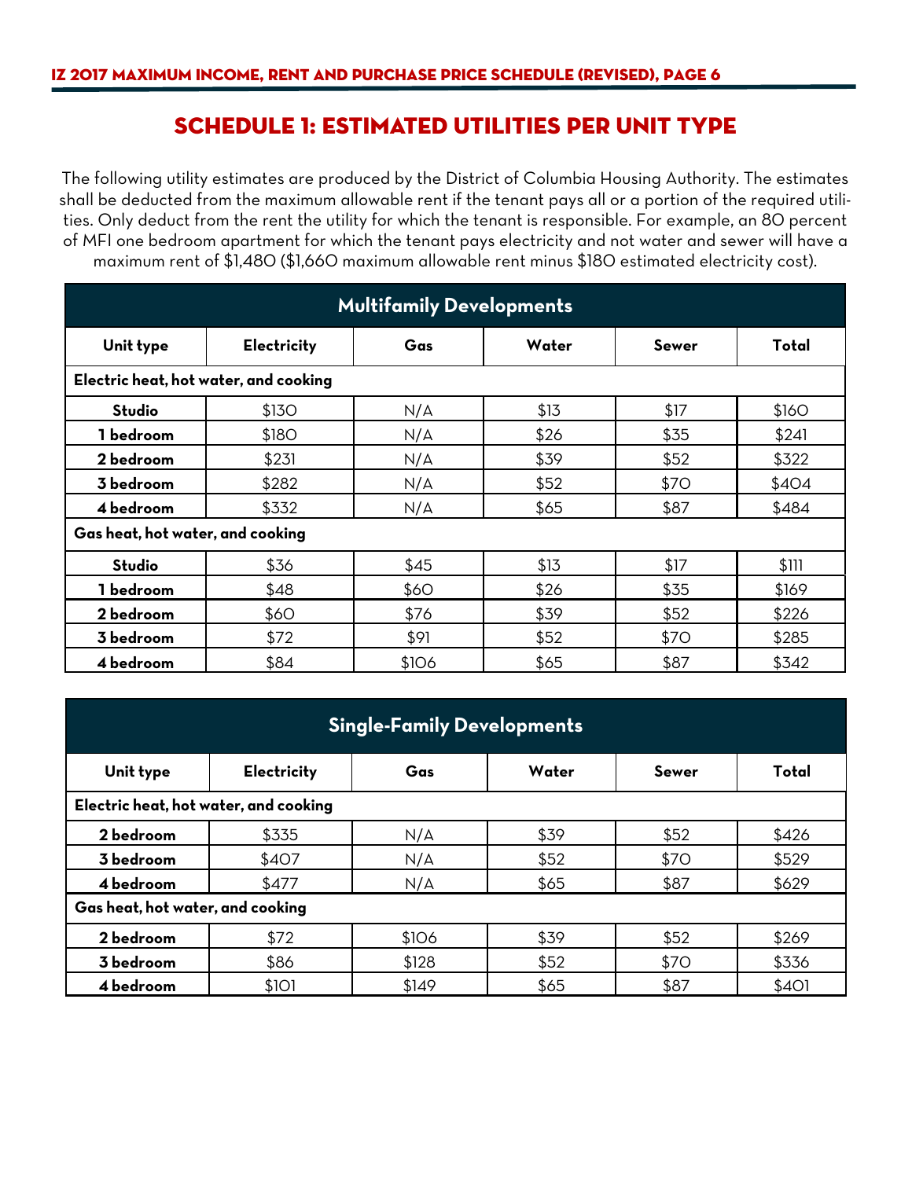# SCHEDULE 1: ESTIMATED UTILITIES PER UNIT TYPE

The following utility estimates are produced by the District of Columbia Housing Authority. The estimates shall be deducted from the maximum allowable rent if the tenant pays all or a portion of the required utilities. Only deduct from the rent the utility for which the tenant is responsible. For example, an 80 percent of MFI one bedroom apartment for which the tenant pays electricity and not water and sewer will have a maximum rent of $1,480 ($1,660 maximum allowable rent minus $180 estimated electricity cost).

| Multifamily Developments | | | | | |
|---|---|---|---|---|---|
| **Unit type** | **Electricity** | **Gas** | **Water** | **Sewer** | **Total** |
| **Electric heat, hot water, and cooking** | | | | | |
| **Studio** | $130 | N/A | $13 | $17 | $160 |
| **1 bedroom** | $180 | N/A | $26 | $35 | $241 |
| **2 bedroom** | $231 | N/A | $39 | $52 | $322 |
| **3 bedroom** | $282 | N/A | $52 | $70 | $404 |
| **4 bedroom** | $332 | N/A | $65 | $87 | $484 |
| **Gas heat, hot water, and cooking** | | | | | |
| **Studio** | $36 | $45 | $13 | $17 | $111 |
| **1 bedroom** | $48 | $60 | $26 | $35 | $169 |
| **2 bedroom** | $60 | $76 | $39 | $52 | $226 |
| **3 bedroom** | $72 | $91 | $52 | $70 | $285 |
| **4 bedroom** | $84 | $106 | $65 | $87 | $342 |

| Single-Family Developments | | | | | |
|---|---|---|---|---|---|
| **Unit type** | **Electricity** | **Gas** | **Water** | **Sewer** | **Total** |
| **Electric heat, hot water, and cooking** | | | | | |
| **2 bedroom** | $335 | N/A | $39 | $52 | $426 |
| **3 bedroom** | $407 | N/A | $52 | $70 | $529 |
| **4 bedroom** | $477 | N/A | $65 | $87 | $629 |
| **Gas heat, hot water, and cooking** | | | | | |
| **2 bedroom** | $72 | $106 | $39 | $52 | $269 |
| **3 bedroom** | $86 | $128 | $52 | $70 | $336 |
| **4 bedroom** | $101 | $149 | $65 | $87 | $401 |